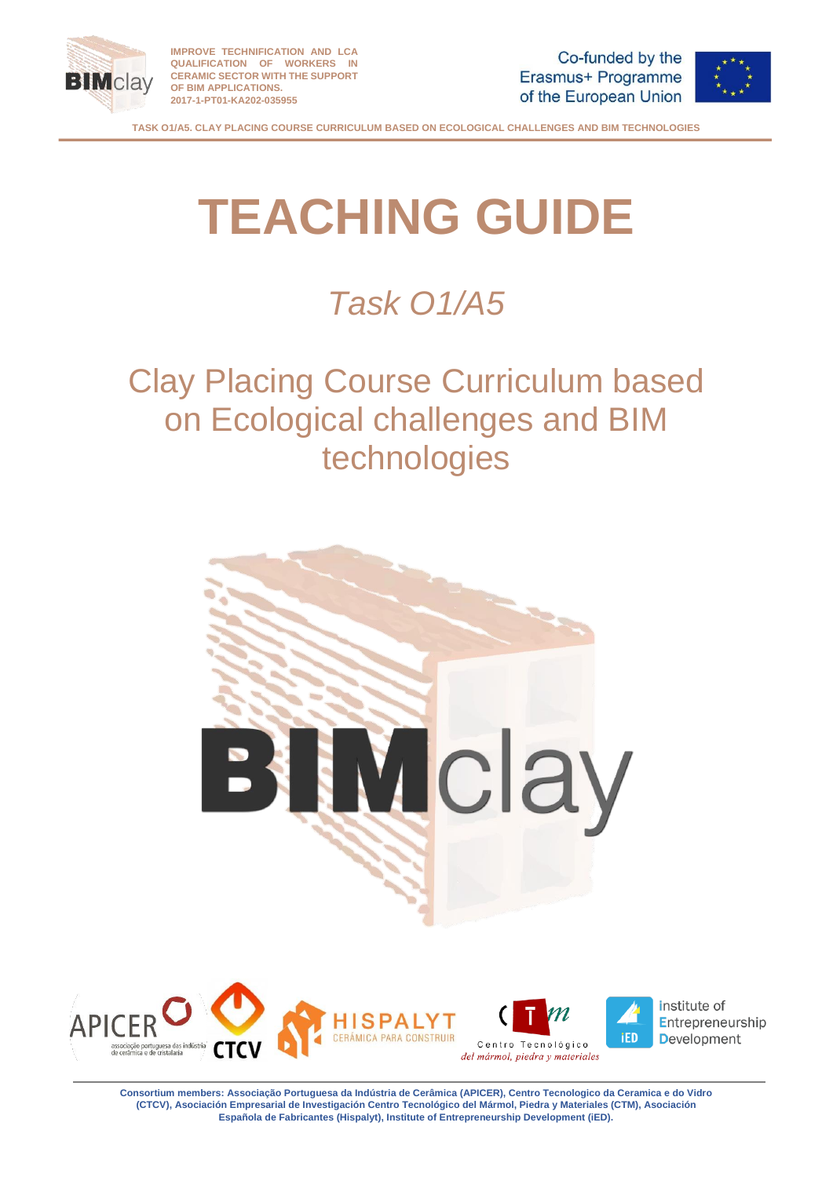IMPROVE TECHNIFICATION AND LCA QUALIFICATION OF WORKERS IN CERAMIC SECTOR WITH THE SUPPORT OF BIM APPLICATIONS.
2017-1-PT01-KA202-035955

Co-funded by the Erasmus+ Programme of the European Union

TASK O1/A5. CLAY PLACING COURSE CURRICULUM BASED ON ECOLOGICAL CHALLENGES AND BIM TECHNOLOGIES

# TEACHING GUIDE

## *Task O1/A5*

## Clay Placing Course Curriculum based on Ecological challenges and BIM technologies

**Consortium members: Associação Portuguesa da Indústria de Cerâmica (APICER), Centro Tecnologico da Ceramica e do Vidro (CTCV), Asociación Empresarial de Investigación Centro Tecnológico del Mármol, Piedra y Materiales (CTM), Asociación Española de Fabricantes (Hispalyt), Institute of Entrepreneurship Development (iED).**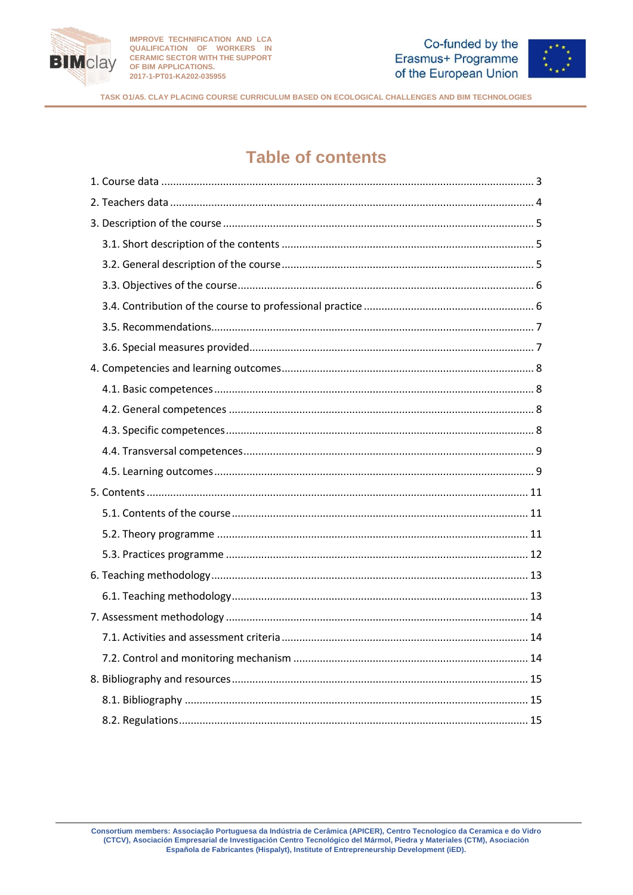# Table of contents

1. Course data ........................................................................................................................ 3

2. Teachers data ..................................................................................................................... 4

3. Description of the course ................................................................................................. 5

   3.1. Short description of the contents ................................................................................ 5

   3.2. General description of the course ................................................................................ 5

   3.3. Objectives of the course ............................................................................................... 6

   3.4. Contribution of the course to professional practice ..................................................... 6

   3.5. Recommendations ........................................................................................................ 7

   3.6. Special measures provided ........................................................................................... 7

4. Competencies and learning outcomes ............................................................................... 8

   4.1. Basic competences ........................................................................................................ 8

   4.2. General competences .................................................................................................. 8

   4.3. Specific competences .................................................................................................... 8

   4.4. Transversal competences ............................................................................................. 9

   4.5. Learning outcomes ........................................................................................................ 9

5. Contents ............................................................................................................................ 11

   5.1. Contents of the course ................................................................................................ 11

   5.2. Theory programme ..................................................................................................... 11

   5.3. Practices programme .................................................................................................. 12

6. Teaching methodology ...................................................................................................... 13

   6.1. Teaching methodology ................................................................................................. 13

7. Assessment methodology ................................................................................................. 14

   7.1. Activities and assessment criteria ............................................................................... 14

   7.2. Control and monitoring mechanism ........................................................................... 14

8. Bibliography and resources ............................................................................................... 15

   8.1. Bibliography ................................................................................................................. 15

   8.2. Regulations ................................................................................................................... 15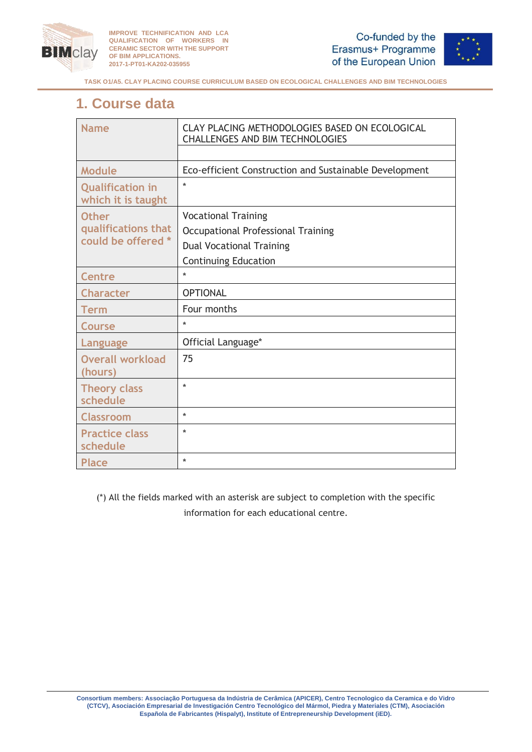## 1. Course data

| Name | CLAY PLACING METHODOLOGIES BASED ON ECOLOGICAL CHALLENGES AND BIM TECHNOLOGIES |
|---|---|
| Module | Eco-efficient Construction and Sustainable Development |
| Qualification in which it is taught | * |
| Other qualifications that could be offered * | Vocational Training<br>Occupational Professional Training<br>Dual Vocational Training<br>Continuing Education |
| Centre | * |
| Character | OPTIONAL |
| Term | Four months |
| Course | * |
| Language | Official Language* |
| Overall workload (hours) | 75 |
| Theory class schedule | * |
| Classroom | * |
| Practice class schedule | * |
| Place | * |

(*) All the fields marked with an asterisk are subject to completion with the specific information for each educational centre.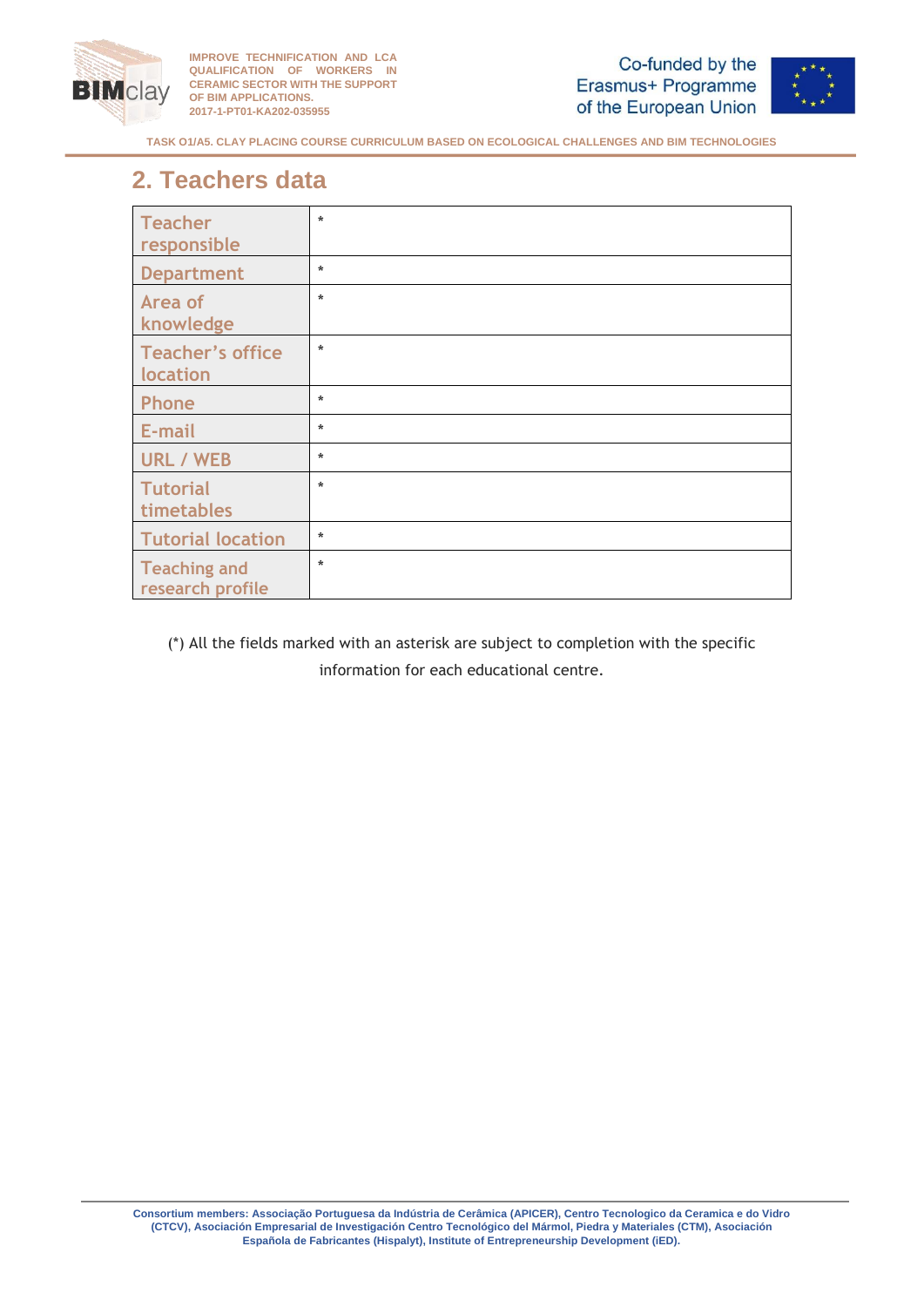## 2. Teachers data

| | |
|---|---|
| Teacher responsible | * |
| Department | * |
| Area of knowledge | * |
| Teacher's office location | * |
| Phone | * |
| E-mail | * |
| URL / WEB | * |
| Tutorial timetables | * |
| Tutorial location | * |
| Teaching and research profile | * |

(*) All the fields marked with an asterisk are subject to completion with the specific information for each educational centre.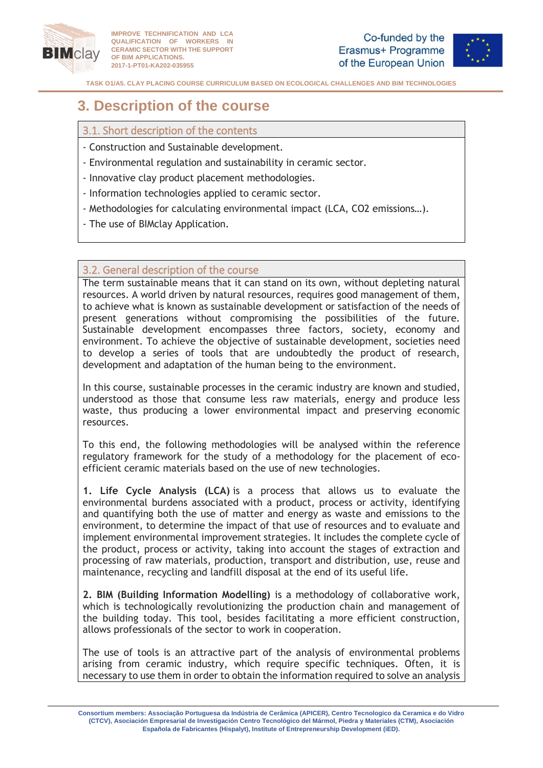# 3. Description of the course

## 3.1. Short description of the contents

- Construction and Sustainable development.
- Environmental regulation and sustainability in ceramic sector.
- Innovative clay product placement methodologies.
- Information technologies applied to ceramic sector.
- Methodologies for calculating environmental impact (LCA, CO2 emissions…).
- The use of BIMclay Application.

## 3.2. General description of the course

The term sustainable means that it can stand on its own, without depleting natural resources. A world driven by natural resources, requires good management of them, to achieve what is known as sustainable development or satisfaction of the needs of present generations without compromising the possibilities of the future. Sustainable development encompasses three factors, society, economy and environment. To achieve the objective of sustainable development, societies need to develop a series of tools that are undoubtedly the product of research, development and adaptation of the human being to the environment.

In this course, sustainable processes in the ceramic industry are known and studied, understood as those that consume less raw materials, energy and produce less waste, thus producing a lower environmental impact and preserving economic resources.

To this end, the following methodologies will be analysed within the reference regulatory framework for the study of a methodology for the placement of eco-efficient ceramic materials based on the use of new technologies.

**1. Life Cycle Analysis (LCA)** is a process that allows us to evaluate the environmental burdens associated with a product, process or activity, identifying and quantifying both the use of matter and energy as waste and emissions to the environment, to determine the impact of that use of resources and to evaluate and implement environmental improvement strategies. It includes the complete cycle of the product, process or activity, taking into account the stages of extraction and processing of raw materials, production, transport and distribution, use, reuse and maintenance, recycling and landfill disposal at the end of its useful life.

**2. BIM (Building Information Modelling)** is a methodology of collaborative work, which is technologically revolutionizing the production chain and management of the building today. This tool, besides facilitating a more efficient construction, allows professionals of the sector to work in cooperation.

The use of tools is an attractive part of the analysis of environmental problems arising from ceramic industry, which require specific techniques. Often, it is necessary to use them in order to obtain the information required to solve an analysis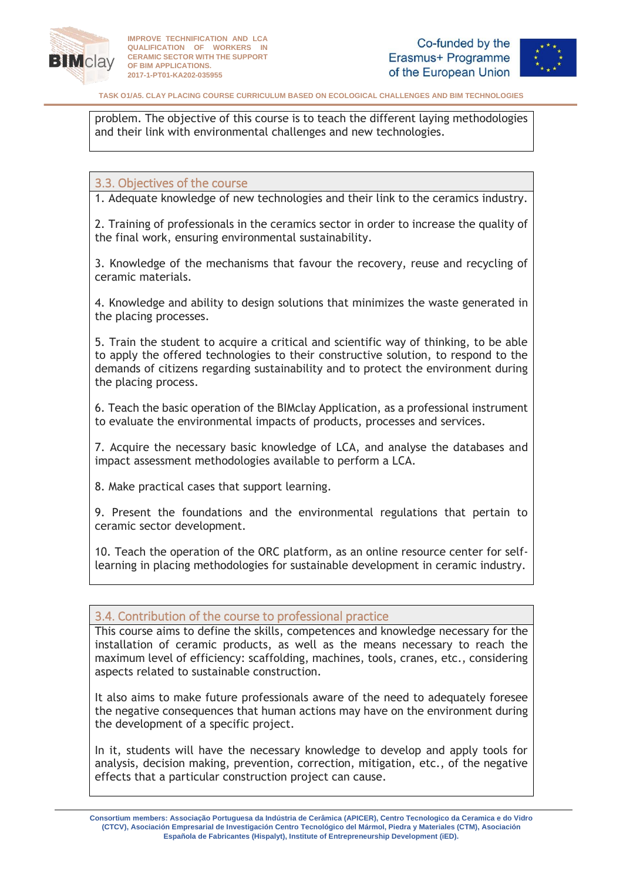problem. The objective of this course is to teach the different laying methodologies and their link with environmental challenges and new technologies.

### 3.3. Objectives of the course

1. Adequate knowledge of new technologies and their link to the ceramics industry.

2. Training of professionals in the ceramics sector in order to increase the quality of the final work, ensuring environmental sustainability.

3. Knowledge of the mechanisms that favour the recovery, reuse and recycling of ceramic materials.

4. Knowledge and ability to design solutions that minimizes the waste generated in the placing processes.

5. Train the student to acquire a critical and scientific way of thinking, to be able to apply the offered technologies to their constructive solution, to respond to the demands of citizens regarding sustainability and to protect the environment during the placing process.

6. Teach the basic operation of the BIMclay Application, as a professional instrument to evaluate the environmental impacts of products, processes and services.

7. Acquire the necessary basic knowledge of LCA, and analyse the databases and impact assessment methodologies available to perform a LCA.

8. Make practical cases that support learning.

9. Present the foundations and the environmental regulations that pertain to ceramic sector development.

10. Teach the operation of the ORC platform, as an online resource center for self-learning in placing methodologies for sustainable development in ceramic industry.

### 3.4. Contribution of the course to professional practice

This course aims to define the skills, competences and knowledge necessary for the installation of ceramic products, as well as the means necessary to reach the maximum level of efficiency: scaffolding, machines, tools, cranes, etc., considering aspects related to sustainable construction.

It also aims to make future professionals aware of the need to adequately foresee the negative consequences that human actions may have on the environment during the development of a specific project.

In it, students will have the necessary knowledge to develop and apply tools for analysis, decision making, prevention, correction, mitigation, etc., of the negative effects that a particular construction project can cause.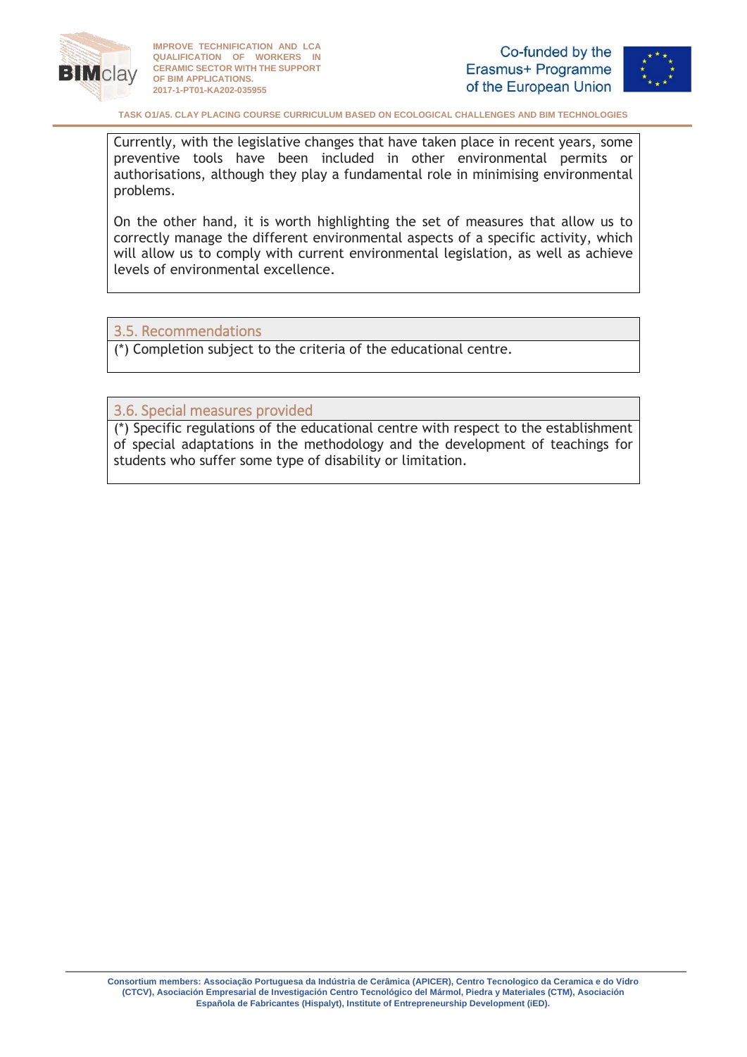Currently, with the legislative changes that have taken place in recent years, some preventive tools have been included in other environmental permits or authorisations, although they play a fundamental role in minimising environmental problems.

On the other hand, it is worth highlighting the set of measures that allow us to correctly manage the different environmental aspects of a specific activity, which will allow us to comply with current environmental legislation, as well as achieve levels of environmental excellence.

### 3.5. Recommendations

(*) Completion subject to the criteria of the educational centre.

### 3.6. Special measures provided

(*) Specific regulations of the educational centre with respect to the establishment of special adaptations in the methodology and the development of teachings for students who suffer some type of disability or limitation.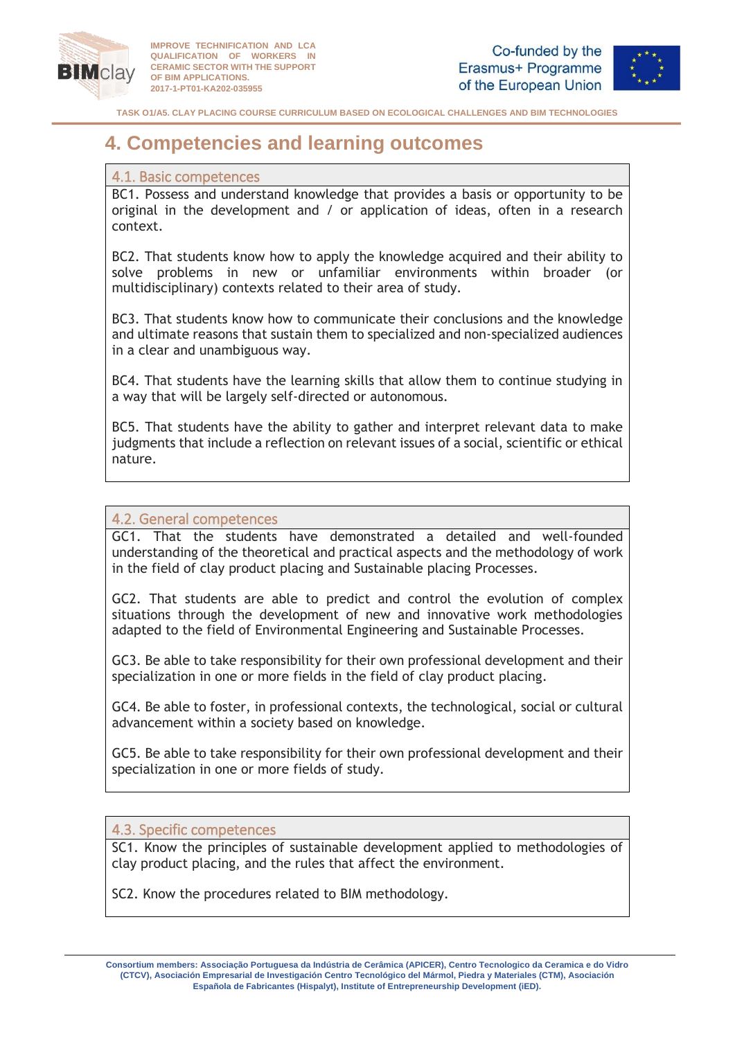# 4. Competencies and learning outcomes

## 4.1. Basic competences

BC1. Possess and understand knowledge that provides a basis or opportunity to be original in the development and / or application of ideas, often in a research context.

BC2. That students know how to apply the knowledge acquired and their ability to solve problems in new or unfamiliar environments within broader (or multidisciplinary) contexts related to their area of study.

BC3. That students know how to communicate their conclusions and the knowledge and ultimate reasons that sustain them to specialized and non-specialized audiences in a clear and unambiguous way.

BC4. That students have the learning skills that allow them to continue studying in a way that will be largely self-directed or autonomous.

BC5. That students have the ability to gather and interpret relevant data to make judgments that include a reflection on relevant issues of a social, scientific or ethical nature.

## 4.2. General competences

GC1. That the students have demonstrated a detailed and well-founded understanding of the theoretical and practical aspects and the methodology of work in the field of clay product placing and Sustainable placing Processes.

GC2. That students are able to predict and control the evolution of complex situations through the development of new and innovative work methodologies adapted to the field of Environmental Engineering and Sustainable Processes.

GC3. Be able to take responsibility for their own professional development and their specialization in one or more fields in the field of clay product placing.

GC4. Be able to foster, in professional contexts, the technological, social or cultural advancement within a society based on knowledge.

GC5. Be able to take responsibility for their own professional development and their specialization in one or more fields of study.

## 4.3. Specific competences

SC1. Know the principles of sustainable development applied to methodologies of clay product placing, and the rules that affect the environment.

SC2. Know the procedures related to BIM methodology.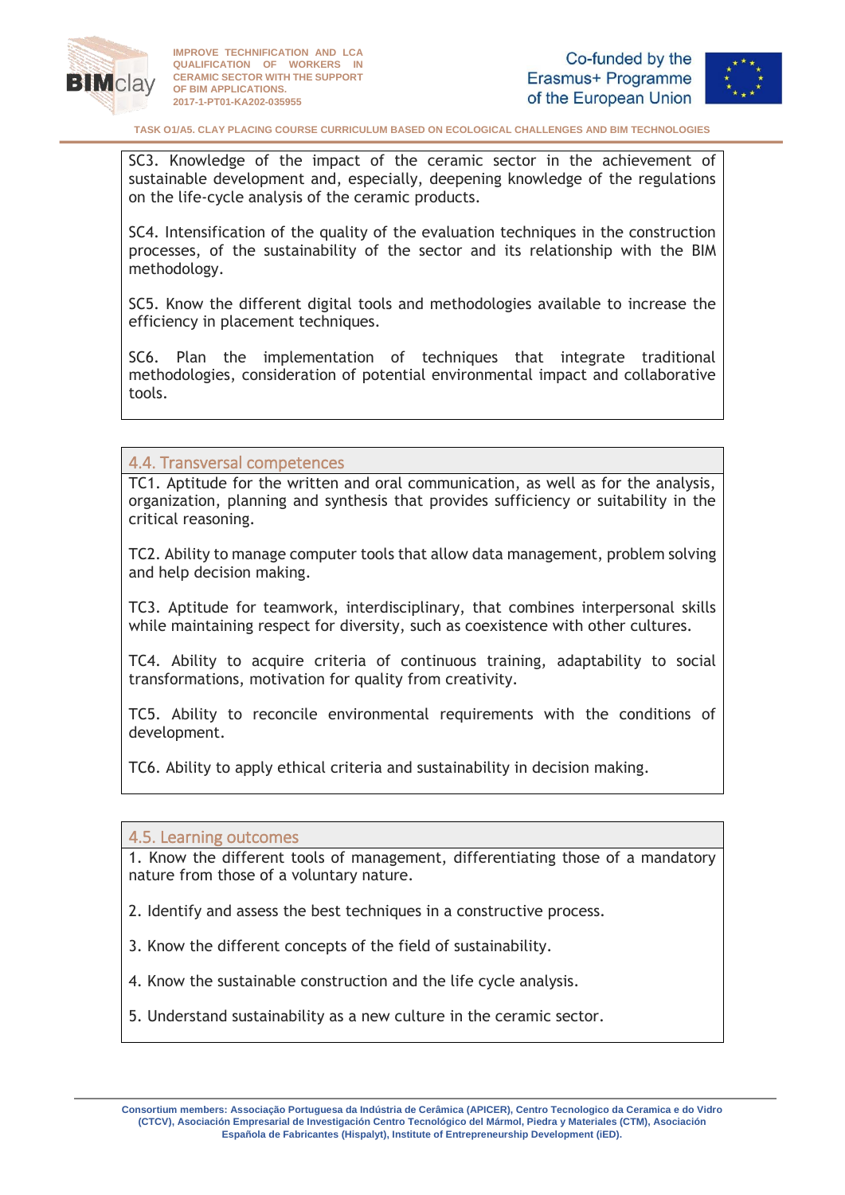SC3. Knowledge of the impact of the ceramic sector in the achievement of sustainable development and, especially, deepening knowledge of the regulations on the life-cycle analysis of the ceramic products.

SC4. Intensification of the quality of the evaluation techniques in the construction processes, of the sustainability of the sector and its relationship with the BIM methodology.

SC5. Know the different digital tools and methodologies available to increase the efficiency in placement techniques.

SC6. Plan the implementation of techniques that integrate traditional methodologies, consideration of potential environmental impact and collaborative tools.

## 4.4. Transversal competences

TC1. Aptitude for the written and oral communication, as well as for the analysis, organization, planning and synthesis that provides sufficiency or suitability in the critical reasoning.

TC2. Ability to manage computer tools that allow data management, problem solving and help decision making.

TC3. Aptitude for teamwork, interdisciplinary, that combines interpersonal skills while maintaining respect for diversity, such as coexistence with other cultures.

TC4. Ability to acquire criteria of continuous training, adaptability to social transformations, motivation for quality from creativity.

TC5. Ability to reconcile environmental requirements with the conditions of development.

TC6. Ability to apply ethical criteria and sustainability in decision making.

## 4.5. Learning outcomes

1. Know the different tools of management, differentiating those of a mandatory nature from those of a voluntary nature.

2. Identify and assess the best techniques in a constructive process.

3. Know the different concepts of the field of sustainability.

4. Know the sustainable construction and the life cycle analysis.

5. Understand sustainability as a new culture in the ceramic sector.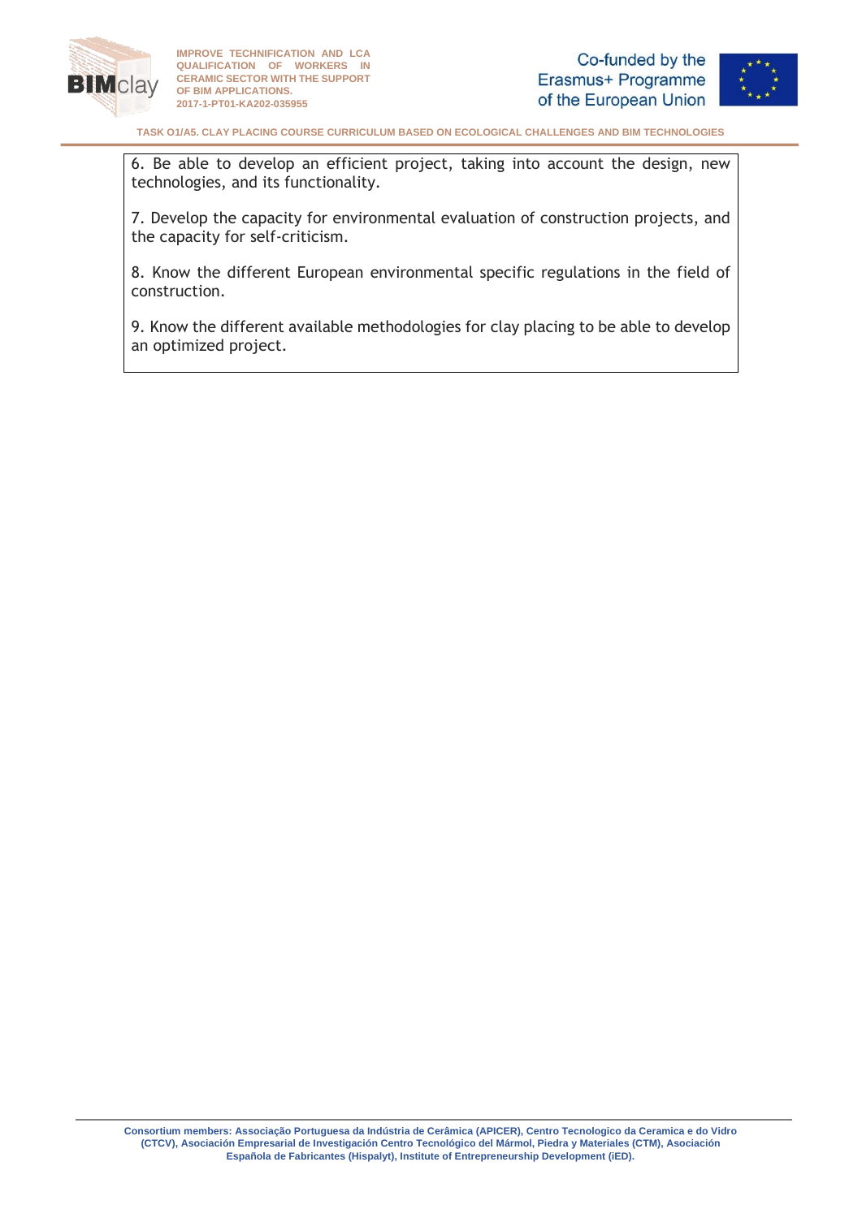6. Be able to develop an efficient project, taking into account the design, new technologies, and its functionality.

7. Develop the capacity for environmental evaluation of construction projects, and the capacity for self-criticism.

8. Know the different European environmental specific regulations in the field of construction.

9. Know the different available methodologies for clay placing to be able to develop an optimized project.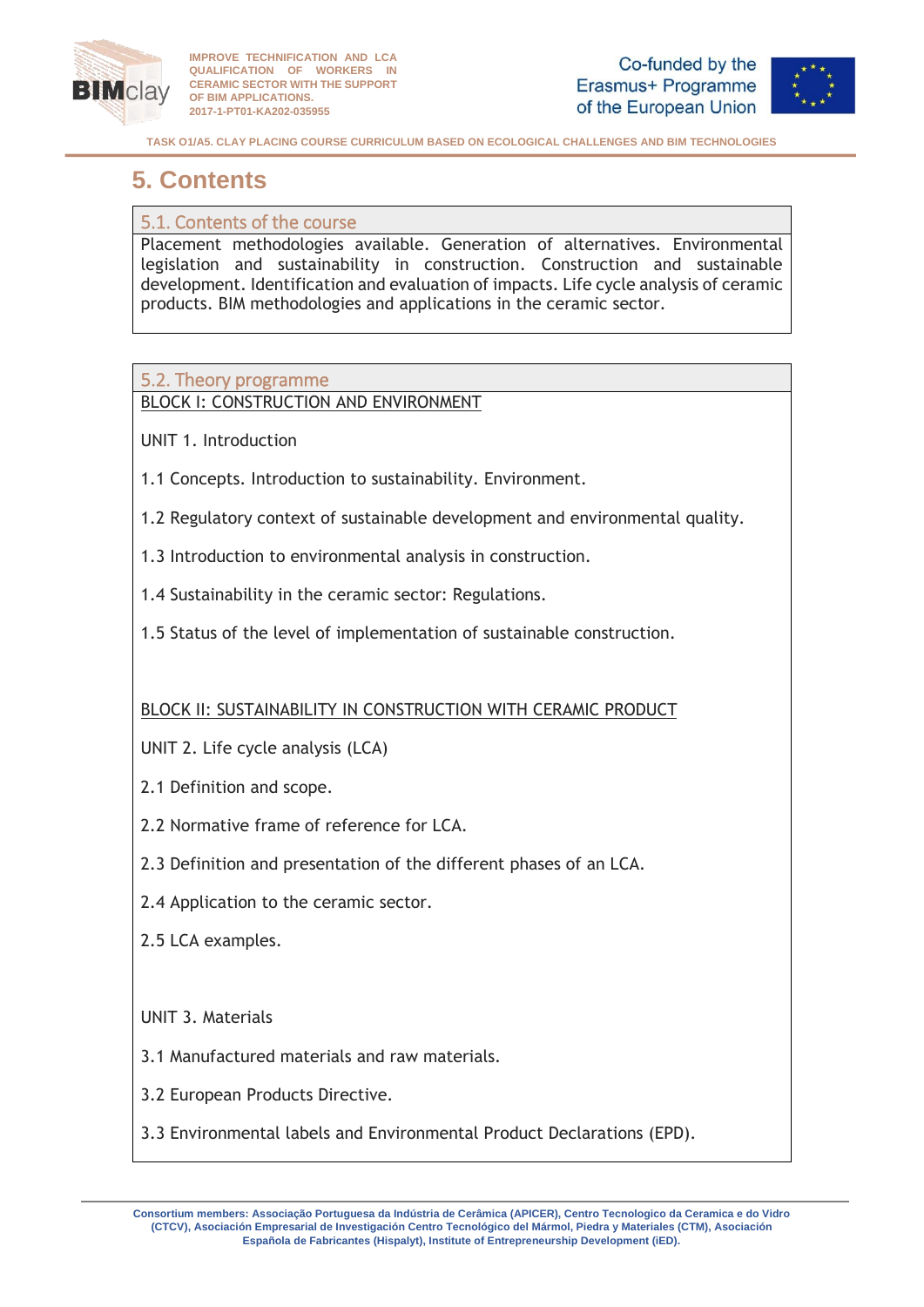# 5. Contents

## 5.1. Contents of the course

Placement methodologies available. Generation of alternatives. Environmental legislation and sustainability in construction. Construction and sustainable development. Identification and evaluation of impacts. Life cycle analysis of ceramic products. BIM methodologies and applications in the ceramic sector.

## 5.2. Theory programme

BLOCK I: CONSTRUCTION AND ENVIRONMENT

UNIT 1. Introduction

1.1 Concepts. Introduction to sustainability. Environment.

1.2 Regulatory context of sustainable development and environmental quality.

1.3 Introduction to environmental analysis in construction.

1.4 Sustainability in the ceramic sector: Regulations.

1.5 Status of the level of implementation of sustainable construction.

BLOCK II: SUSTAINABILITY IN CONSTRUCTION WITH CERAMIC PRODUCT

UNIT 2. Life cycle analysis (LCA)

2.1 Definition and scope.

2.2 Normative frame of reference for LCA.

2.3 Definition and presentation of the different phases of an LCA.

2.4 Application to the ceramic sector.

2.5 LCA examples.

UNIT 3. Materials

3.1 Manufactured materials and raw materials.

3.2 European Products Directive.

3.3 Environmental labels and Environmental Product Declarations (EPD).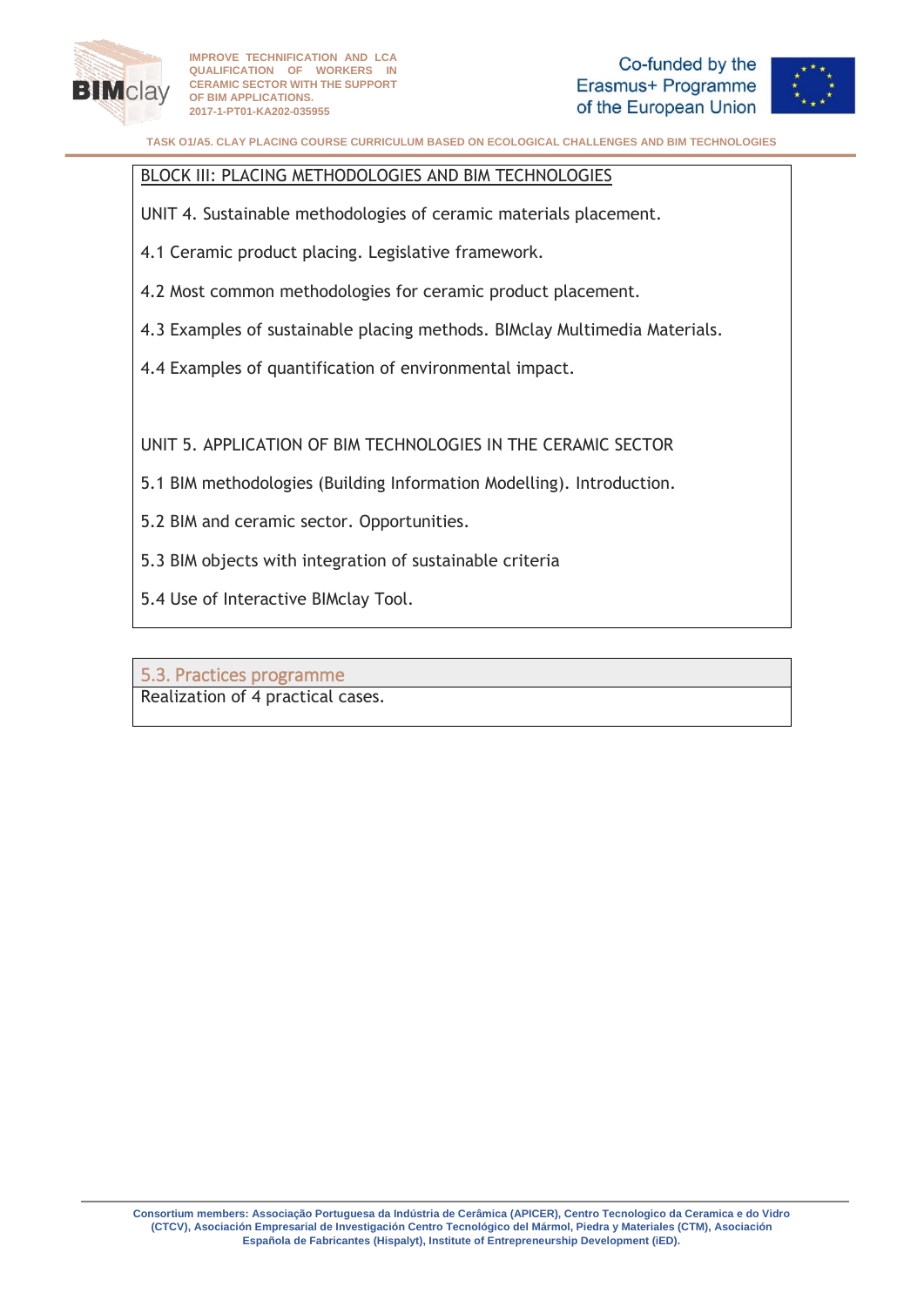BLOCK III: PLACING METHODOLOGIES AND BIM TECHNOLOGIES

UNIT 4. Sustainable methodologies of ceramic materials placement.

4.1 Ceramic product placing. Legislative framework.

4.2 Most common methodologies for ceramic product placement.

4.3 Examples of sustainable placing methods. BIMclay Multimedia Materials.

4.4 Examples of quantification of environmental impact.

UNIT 5. APPLICATION OF BIM TECHNOLOGIES IN THE CERAMIC SECTOR

5.1 BIM methodologies (Building Information Modelling). Introduction.

5.2 BIM and ceramic sector. Opportunities.

5.3 BIM objects with integration of sustainable criteria

5.4 Use of Interactive BIMclay Tool.

## 5.3. Practices programme

Realization of 4 practical cases.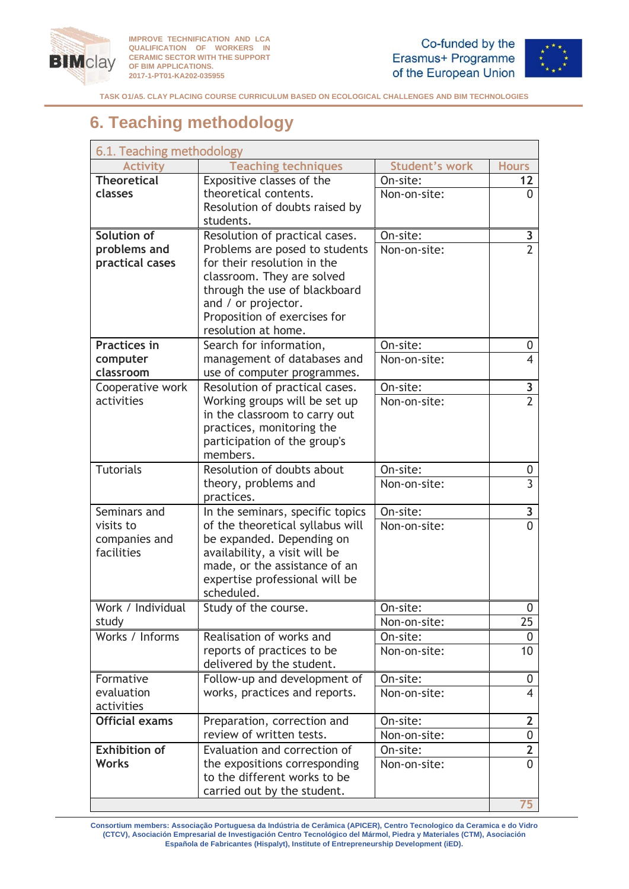# 6. Teaching methodology

| 6.1. Teaching methodology | | | |
|---|---|---|---|
| Activity | Teaching techniques | Student's work | Hours |
| **Theoretical classes** | Expositive classes of the theoretical contents. Resolution of doubts raised by students. | On-site: | **12** |
| | | Non-on-site: | 0 |
| **Solution of problems and practical cases** | Resolution of practical cases. Problems are posed to students for their resolution in the classroom. They are solved through the use of blackboard and / or projector. Proposition of exercises for resolution at home. | On-site: | **3** |
| | | Non-on-site: | 2 |
| **Practices in computer classroom** | Search for information, management of databases and use of computer programmes. | On-site: | 0 |
| | | Non-on-site: | 4 |
| Cooperative work activities | Resolution of practical cases. Working groups will be set up in the classroom to carry out practices, monitoring the participation of the group's members. | On-site: | **3** |
| | | Non-on-site: | 2 |
| Tutorials | Resolution of doubts about theory, problems and practices. | On-site: | 0 |
| | | Non-on-site: | 3 |
| Seminars and visits to companies and facilities | In the seminars, specific topics of the theoretical syllabus will be expanded. Depending on availability, a visit will be made, or the assistance of an expertise professional will be scheduled. | On-site: | **3** |
| | | Non-on-site: | 0 |
| Work / Individual study | Study of the course. | On-site: | 0 |
| | | Non-on-site: | 25 |
| Works / Informs | Realisation of works and reports of practices to be delivered by the student. | On-site: | 0 |
| | | Non-on-site: | 10 |
| Formative evaluation activities | Follow-up and development of works, practices and reports. | On-site: | 0 |
| | | Non-on-site: | 4 |
| **Official exams** | Preparation, correction and review of written tests. | On-site: | **2** |
| | | Non-on-site: | 0 |
| **Exhibition of Works** | Evaluation and correction of the expositions corresponding to the different works to be carried out by the student. | On-site: | **2** |
| | | Non-on-site: | 0 |
| | | | 75 |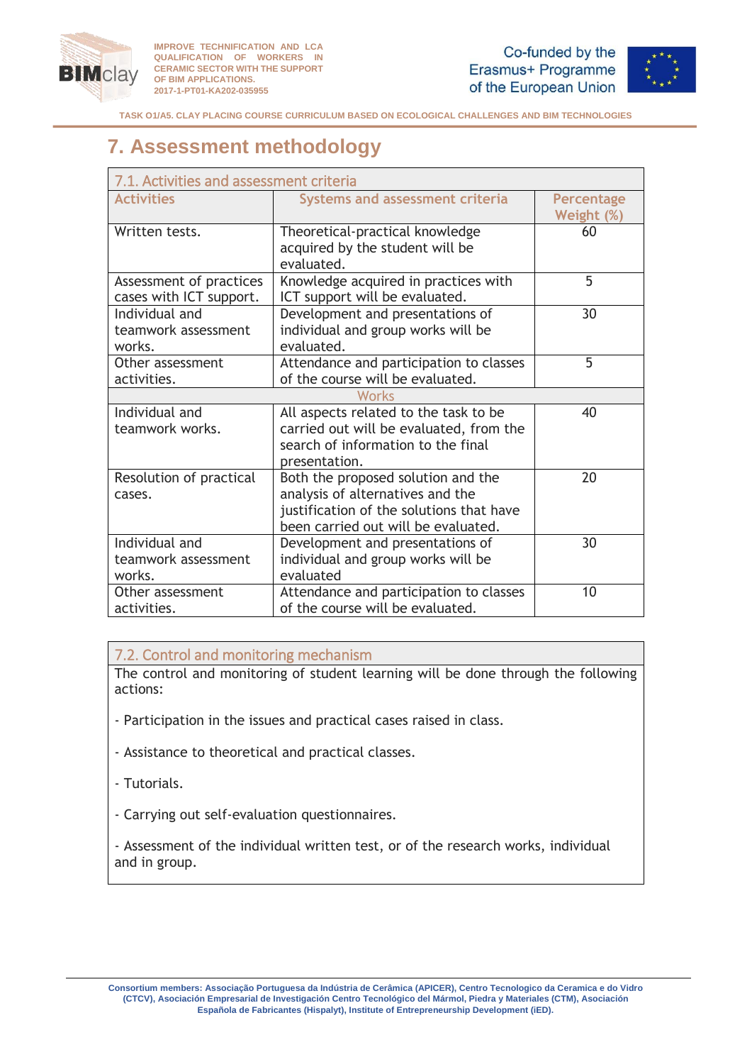# 7. Assessment methodology

| 7.1. Activities and assessment criteria | | |
|---|---|---|
| **Activities** | **Systems and assessment criteria** | **Percentage Weight (%)** |
| Written tests. | Theoretical-practical knowledge acquired by the student will be evaluated. | 60 |
| Assessment of practices cases with ICT support. | Knowledge acquired in practices with ICT support will be evaluated. | 5 |
| Individual and teamwork assessment works. | Development and presentations of individual and group works will be evaluated. | 30 |
| Other assessment activities. | Attendance and participation to classes of the course will be evaluated. | 5 |
| Works | | |
| Individual and teamwork works. | All aspects related to the task to be carried out will be evaluated, from the search of information to the final presentation. | 40 |
| Resolution of practical cases. | Both the proposed solution and the analysis of alternatives and the justification of the solutions that have been carried out will be evaluated. | 20 |
| Individual and teamwork assessment works. | Development and presentations of individual and group works will be evaluated | 30 |
| Other assessment activities. | Attendance and participation to classes of the course will be evaluated. | 10 |

## 7.2. Control and monitoring mechanism

The control and monitoring of student learning will be done through the following actions:

- Participation in the issues and practical cases raised in class.

- Assistance to theoretical and practical classes.

- Tutorials.

- Carrying out self-evaluation questionnaires.

- Assessment of the individual written test, or of the research works, individual and in group.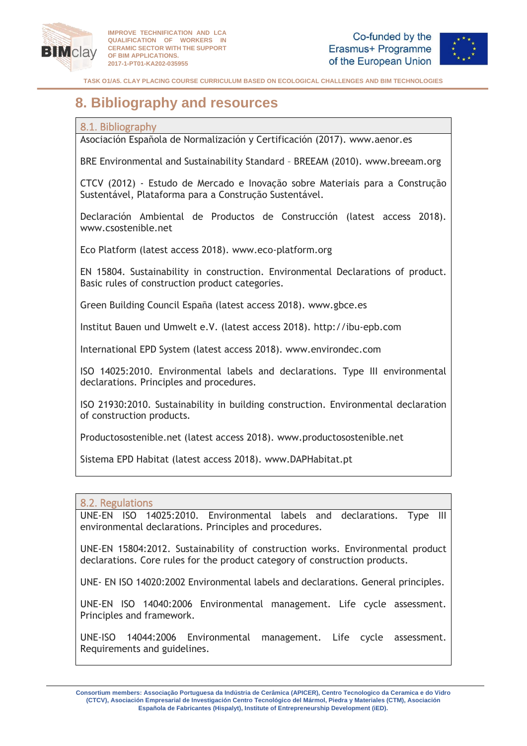# 8. Bibliography and resources

## 8.1. Bibliography

Asociación Española de Normalización y Certificación (2017). www.aenor.es

BRE Environmental and Sustainability Standard – BREEAM (2010). www.breeam.org

CTCV (2012) - Estudo de Mercado e Inovação sobre Materiais para a Construção Sustentável, Plataforma para a Construção Sustentável.

Declaración Ambiental de Productos de Construcción (latest access 2018). www.csostenible.net

Eco Platform (latest access 2018). www.eco-platform.org

EN 15804. Sustainability in construction. Environmental Declarations of product. Basic rules of construction product categories.

Green Building Council España (latest access 2018). www.gbce.es

Institut Bauen und Umwelt e.V. (latest access 2018). http://ibu-epb.com

International EPD System (latest access 2018). www.environdec.com

ISO 14025:2010. Environmental labels and declarations. Type III environmental declarations. Principles and procedures.

ISO 21930:2010. Sustainability in building construction. Environmental declaration of construction products.

Productosostenible.net (latest access 2018). www.productosostenible.net

Sistema EPD Habitat (latest access 2018). www.DAPHabitat.pt

## 8.2. Regulations

UNE-EN ISO 14025:2010. Environmental labels and declarations. Type III environmental declarations. Principles and procedures.

UNE-EN 15804:2012. Sustainability of construction works. Environmental product declarations. Core rules for the product category of construction products.

UNE- EN ISO 14020:2002 Environmental labels and declarations. General principles.

UNE-EN ISO 14040:2006 Environmental management. Life cycle assessment. Principles and framework.

UNE-ISO 14044:2006 Environmental management. Life cycle assessment. Requirements and guidelines.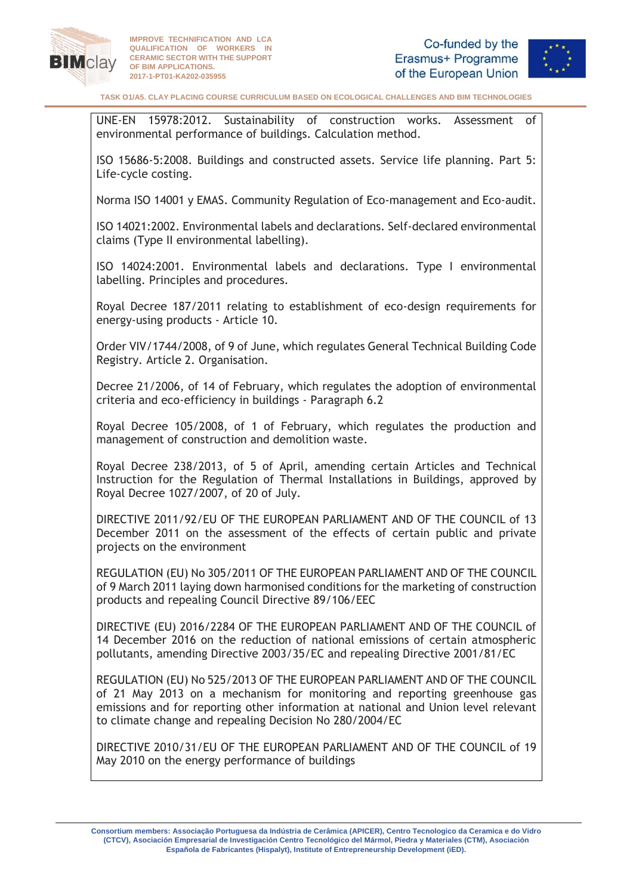UNE-EN 15978:2012. Sustainability of construction works. Assessment of environmental performance of buildings. Calculation method.

ISO 15686-5:2008. Buildings and constructed assets. Service life planning. Part 5: Life-cycle costing.

Norma ISO 14001 y EMAS. Community Regulation of Eco-management and Eco-audit.

ISO 14021:2002. Environmental labels and declarations. Self-declared environmental claims (Type II environmental labelling).

ISO 14024:2001. Environmental labels and declarations. Type I environmental labelling. Principles and procedures.

Royal Decree 187/2011 relating to establishment of eco-design requirements for energy-using products - Article 10.

Order VIV/1744/2008, of 9 of June, which regulates General Technical Building Code Registry. Article 2. Organisation.

Decree 21/2006, of 14 of February, which regulates the adoption of environmental criteria and eco-efficiency in buildings - Paragraph 6.2

Royal Decree 105/2008, of 1 of February, which regulates the production and management of construction and demolition waste.

Royal Decree 238/2013, of 5 of April, amending certain Articles and Technical Instruction for the Regulation of Thermal Installations in Buildings, approved by Royal Decree 1027/2007, of 20 of July.

DIRECTIVE 2011/92/EU OF THE EUROPEAN PARLIAMENT AND OF THE COUNCIL of 13 December 2011 on the assessment of the effects of certain public and private projects on the environment

REGULATION (EU) No 305/2011 OF THE EUROPEAN PARLIAMENT AND OF THE COUNCIL of 9 March 2011 laying down harmonised conditions for the marketing of construction products and repealing Council Directive 89/106/EEC

DIRECTIVE (EU) 2016/2284 OF THE EUROPEAN PARLIAMENT AND OF THE COUNCIL of 14 December 2016 on the reduction of national emissions of certain atmospheric pollutants, amending Directive 2003/35/EC and repealing Directive 2001/81/EC

REGULATION (EU) No 525/2013 OF THE EUROPEAN PARLIAMENT AND OF THE COUNCIL of 21 May 2013 on a mechanism for monitoring and reporting greenhouse gas emissions and for reporting other information at national and Union level relevant to climate change and repealing Decision No 280/2004/EC

DIRECTIVE 2010/31/EU OF THE EUROPEAN PARLIAMENT AND OF THE COUNCIL of 19 May 2010 on the energy performance of buildings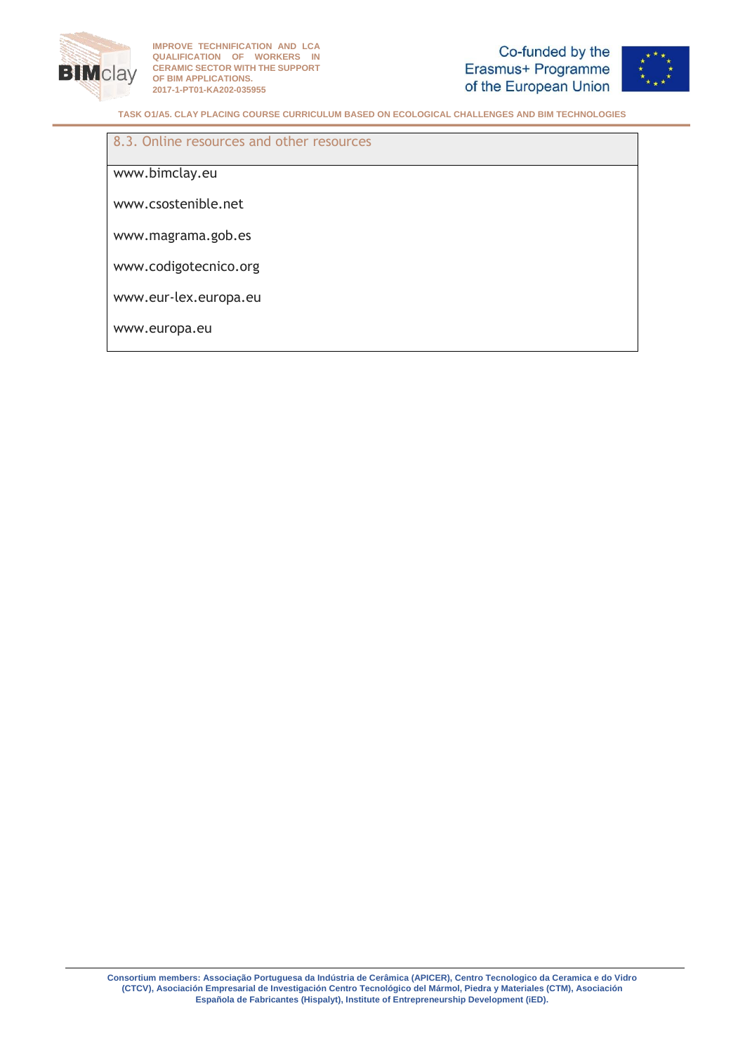### 8.3. Online resources and other resources

www.bimclay.eu

www.csostenible.net

www.magrama.gob.es

www.codigotecnico.org

www.eur-lex.europa.eu

www.europa.eu